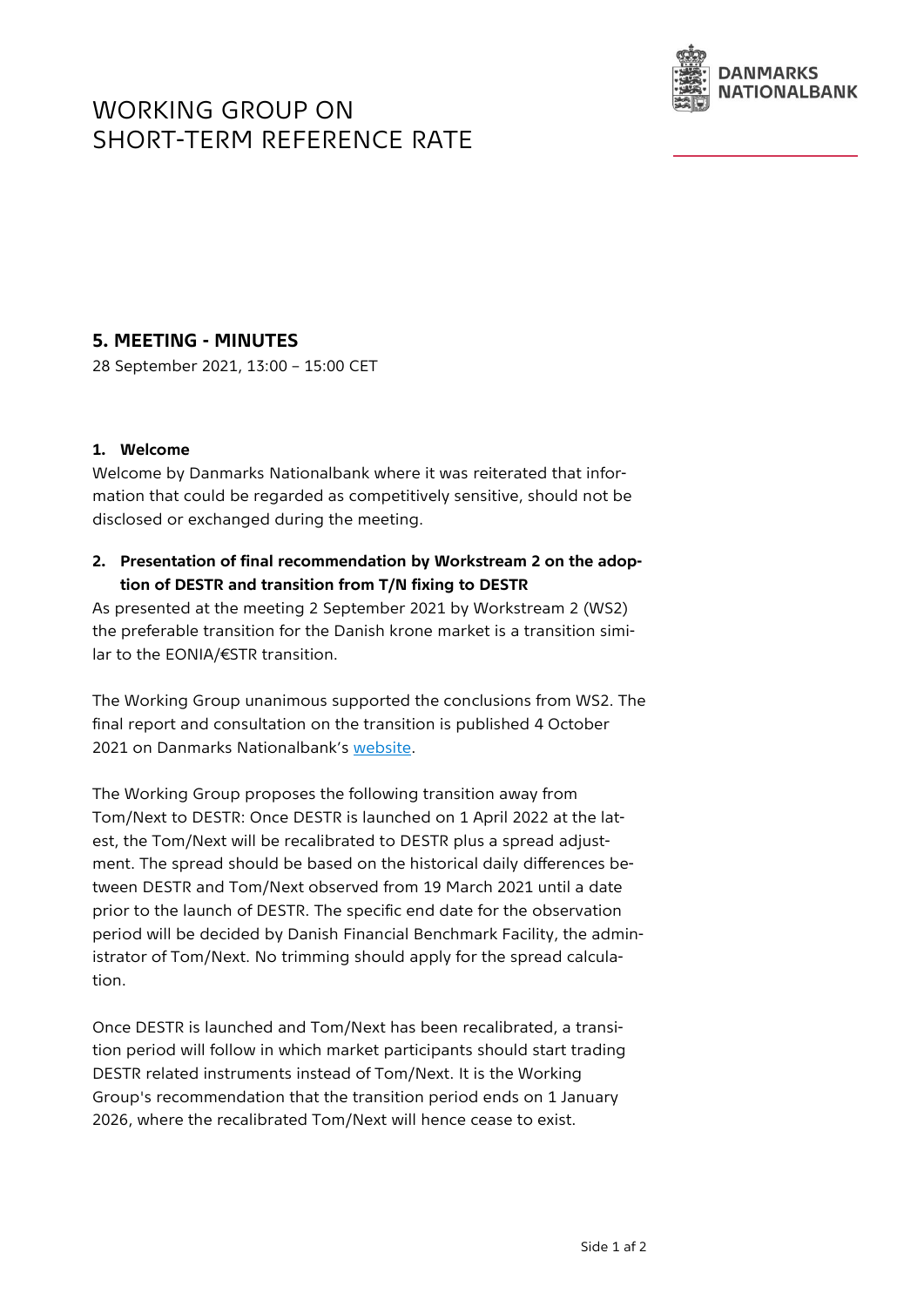# WORKING GROUP ON SHORT-TERM REFERENCE RATE

DANMARKS NATIONALBANK

## 5. MEETING - MINUTES

28 September 2021, 13:00 – 15:00 CET

### 1. Welcome

Welcome by Danmarks Nationalbank where it was reiterated that information that could be regarded as competitively sensitive, should not be disclosed or exchanged during the meeting.

### 2. Presentation of final recommendation by Workstream 2 on the adoption of DESTR and transition from T/N fixing to DESTR

As presented at the meeting 2 September 2021 by Workstream 2 (WS2) the preferable transition for the Danish krone market is a transition similar to the EONIA/€STR transition.

The Working Group unanimous supported the conclusions from WS2. The final report and consultation on the transition is published 4 October 2021 on Danmarks Nationalbank's website.

The Working Group proposes the following transition away from Tom/Next to DESTR: Once DESTR is launched on 1 April 2022 at the latest, the Tom/Next will be recalibrated to DESTR plus a spread adjustment. The spread should be based on the historical daily differences between DESTR and Tom/Next observed from 19 March 2021 until a date prior to the launch of DESTR. The specific end date for the observation period will be decided by Danish Financial Benchmark Facility, the administrator of Tom/Next. No trimming should apply for the spread calculation.

Once DESTR is launched and Tom/Next has been recalibrated, a transition period will follow in which market participants should start trading DESTR related instruments instead of Tom/Next. It is the Working Group's recommendation that the transition period ends on 1 January 2026, where the recalibrated Tom/Next will hence cease to exist.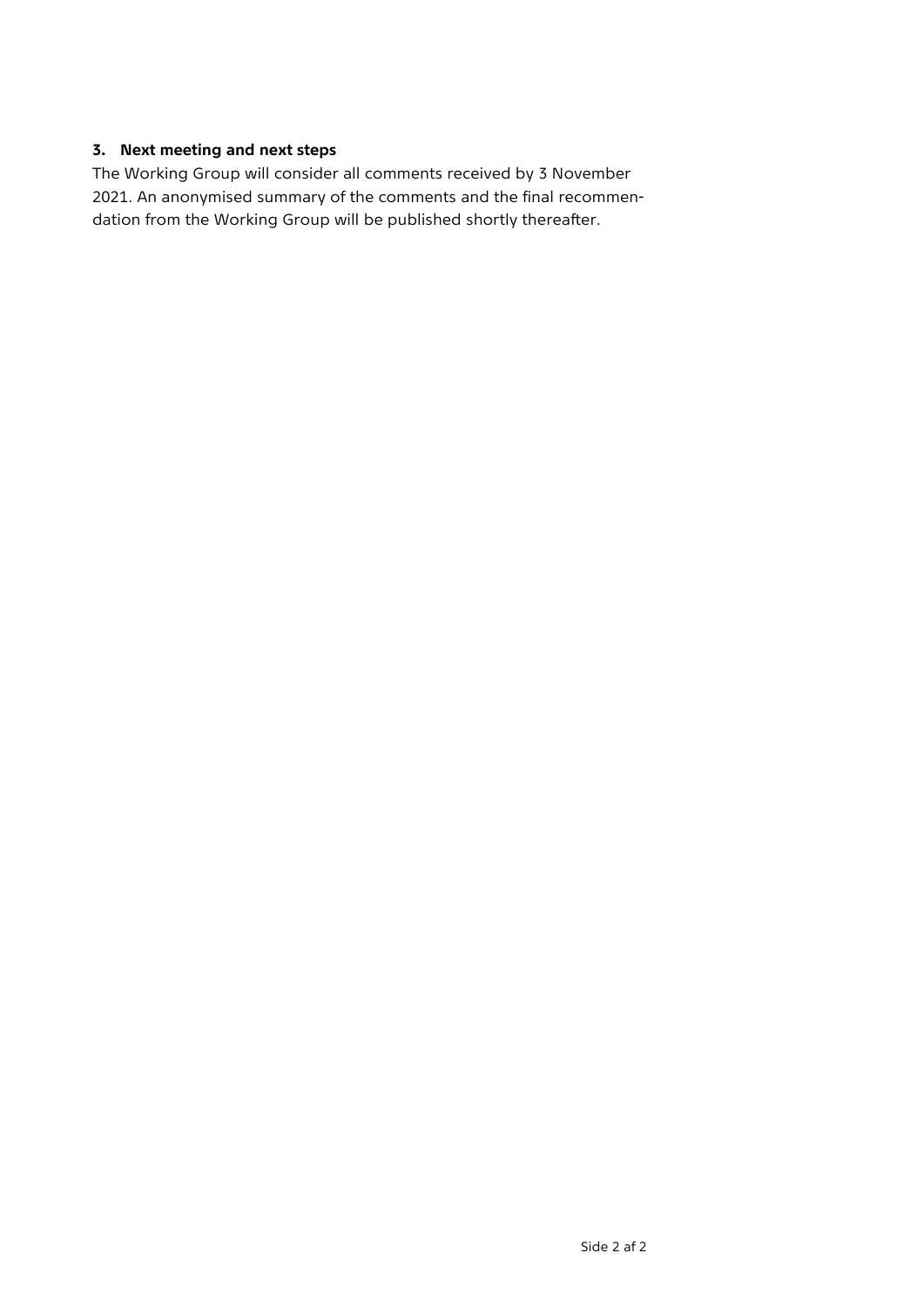### 3. Next meeting and next steps

The Working Group will consider all comments received by 3 November 2021. An anonymised summary of the comments and the final recommendation from the Working Group will be published shortly thereafter.